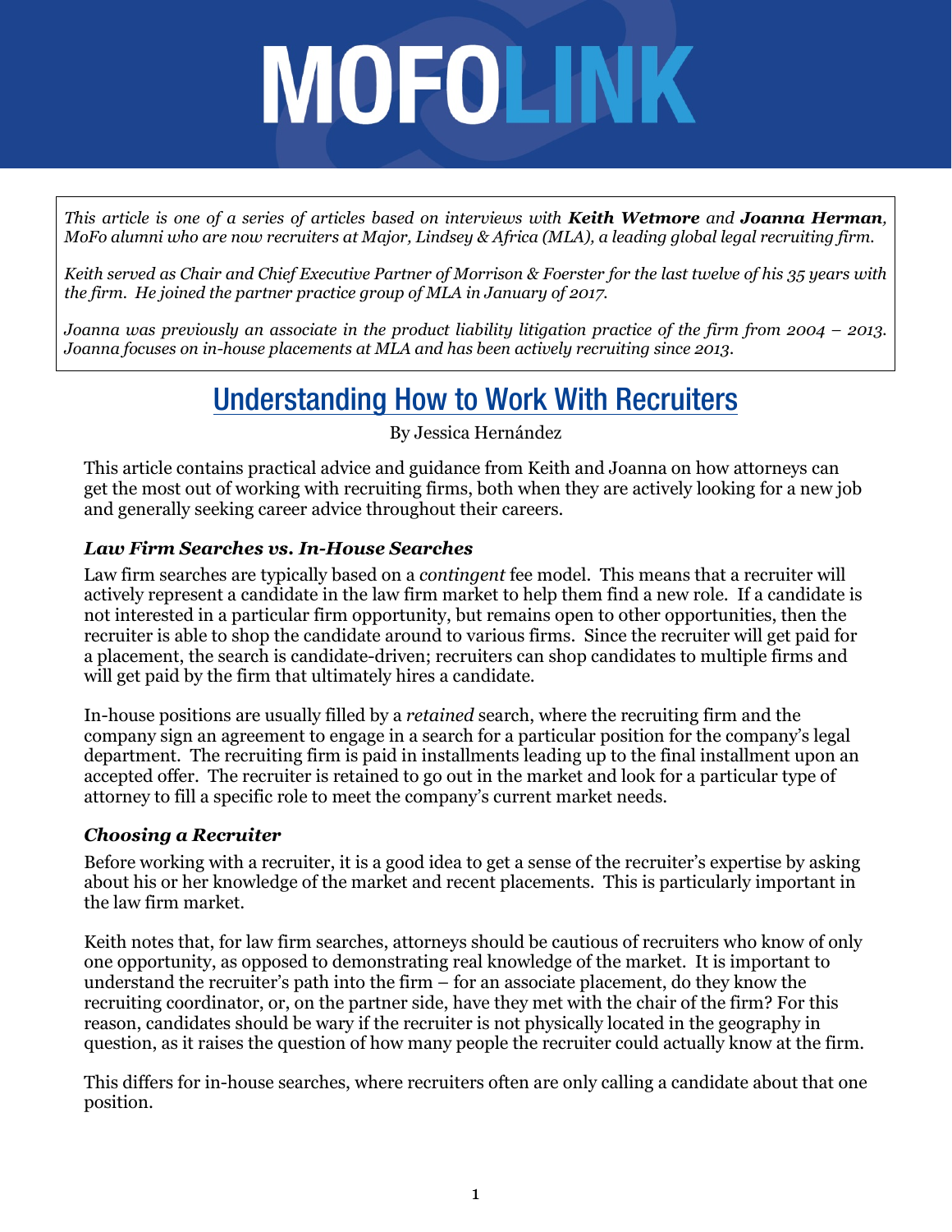# MOFOLINK

*This article is one of a series of articles based on interviews with **Keith Wetmore** and **Joanna Herman**, MoFo alumni who are now recruiters at Major, Lindsey & Africa (MLA), a leading global legal recruiting firm.*

*Keith served as Chair and Chief Executive Partner of Morrison & Foerster for the last twelve of his 35 years with the firm. He joined the partner practice group of MLA in January of 2017.*

*Joanna was previously an associate in the product liability litigation practice of the firm from 2004 – 2013. Joanna focuses on in-house placements at MLA and has been actively recruiting since 2013.*

## Understanding How to Work With Recruiters

By Jessica Hernández

This article contains practical advice and guidance from Keith and Joanna on how attorneys can get the most out of working with recruiting firms, both when they are actively looking for a new job and generally seeking career advice throughout their careers.

### *Law Firm Searches vs. In-House Searches*

Law firm searches are typically based on a *contingent* fee model. This means that a recruiter will actively represent a candidate in the law firm market to help them find a new role. If a candidate is not interested in a particular firm opportunity, but remains open to other opportunities, then the recruiter is able to shop the candidate around to various firms. Since the recruiter will get paid for a placement, the search is candidate-driven; recruiters can shop candidates to multiple firms and will get paid by the firm that ultimately hires a candidate.

In-house positions are usually filled by a *retained* search, where the recruiting firm and the company sign an agreement to engage in a search for a particular position for the company's legal department. The recruiting firm is paid in installments leading up to the final installment upon an accepted offer. The recruiter is retained to go out in the market and look for a particular type of attorney to fill a specific role to meet the company's current market needs.

### *Choosing a Recruiter*

Before working with a recruiter, it is a good idea to get a sense of the recruiter's expertise by asking about his or her knowledge of the market and recent placements. This is particularly important in the law firm market.

Keith notes that, for law firm searches, attorneys should be cautious of recruiters who know of only one opportunity, as opposed to demonstrating real knowledge of the market. It is important to understand the recruiter's path into the firm – for an associate placement, do they know the recruiting coordinator, or, on the partner side, have they met with the chair of the firm? For this reason, candidates should be wary if the recruiter is not physically located in the geography in question, as it raises the question of how many people the recruiter could actually know at the firm.

This differs for in-house searches, where recruiters often are only calling a candidate about that one position.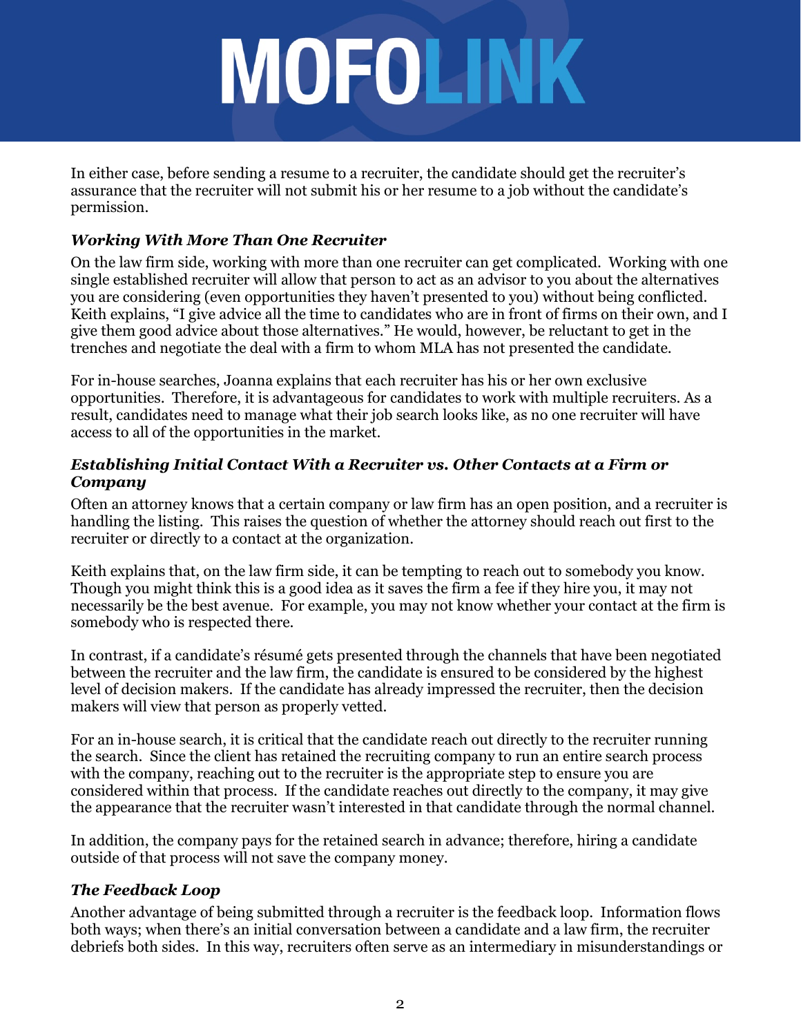In either case, before sending a resume to a recruiter, the candidate should get the recruiter's assurance that the recruiter will not submit his or her resume to a job without the candidate's permission.

### *Working With More Than One Recruiter*

On the law firm side, working with more than one recruiter can get complicated. Working with one single established recruiter will allow that person to act as an advisor to you about the alternatives you are considering (even opportunities they haven't presented to you) without being conflicted. Keith explains, "I give advice all the time to candidates who are in front of firms on their own, and I give them good advice about those alternatives." He would, however, be reluctant to get in the trenches and negotiate the deal with a firm to whom MLA has not presented the candidate.

For in-house searches, Joanna explains that each recruiter has his or her own exclusive opportunities. Therefore, it is advantageous for candidates to work with multiple recruiters. As a result, candidates need to manage what their job search looks like, as no one recruiter will have access to all of the opportunities in the market.

### *Establishing Initial Contact With a Recruiter vs. Other Contacts at a Firm or Company*

Often an attorney knows that a certain company or law firm has an open position, and a recruiter is handling the listing. This raises the question of whether the attorney should reach out first to the recruiter or directly to a contact at the organization.

Keith explains that, on the law firm side, it can be tempting to reach out to somebody you know. Though you might think this is a good idea as it saves the firm a fee if they hire you, it may not necessarily be the best avenue. For example, you may not know whether your contact at the firm is somebody who is respected there.

In contrast, if a candidate's résumé gets presented through the channels that have been negotiated between the recruiter and the law firm, the candidate is ensured to be considered by the highest level of decision makers. If the candidate has already impressed the recruiter, then the decision makers will view that person as properly vetted.

For an in-house search, it is critical that the candidate reach out directly to the recruiter running the search. Since the client has retained the recruiting company to run an entire search process with the company, reaching out to the recruiter is the appropriate step to ensure you are considered within that process. If the candidate reaches out directly to the company, it may give the appearance that the recruiter wasn't interested in that candidate through the normal channel.

In addition, the company pays for the retained search in advance; therefore, hiring a candidate outside of that process will not save the company money.

### *The Feedback Loop*

Another advantage of being submitted through a recruiter is the feedback loop. Information flows both ways; when there's an initial conversation between a candidate and a law firm, the recruiter debriefs both sides. In this way, recruiters often serve as an intermediary in misunderstandings or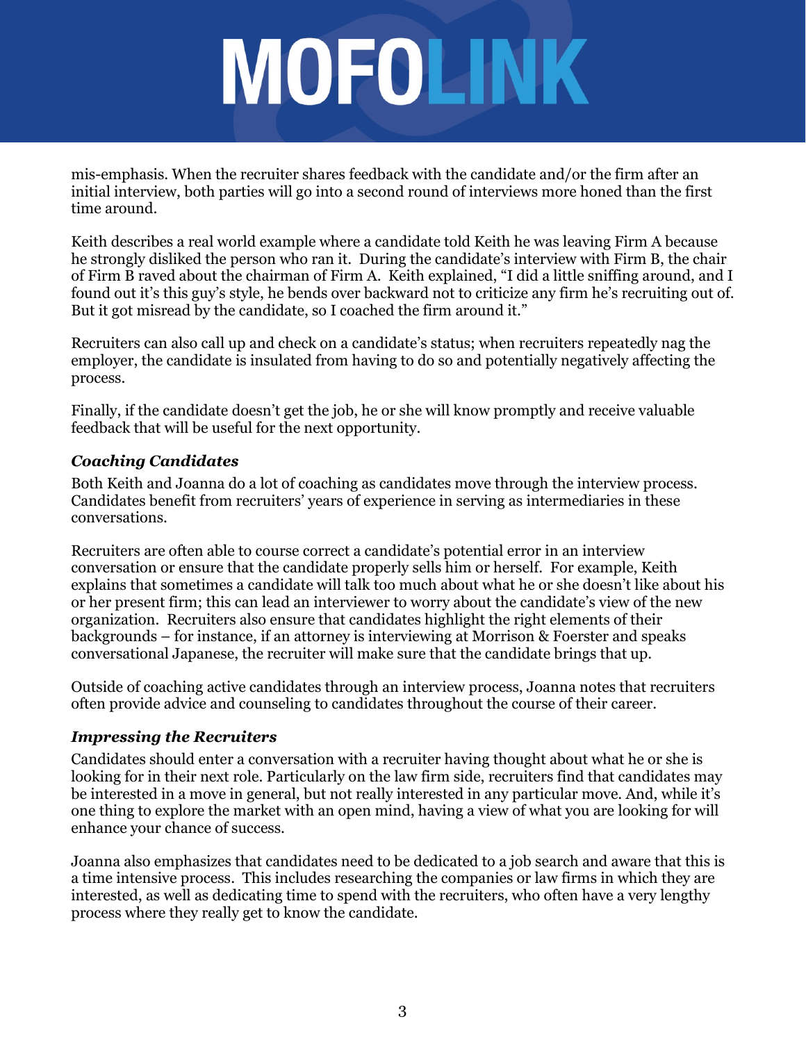mis-emphasis. When the recruiter shares feedback with the candidate and/or the firm after an initial interview, both parties will go into a second round of interviews more honed than the first time around.

Keith describes a real world example where a candidate told Keith he was leaving Firm A because he strongly disliked the person who ran it. During the candidate's interview with Firm B, the chair of Firm B raved about the chairman of Firm A. Keith explained, "I did a little sniffing around, and I found out it's this guy's style, he bends over backward not to criticize any firm he's recruiting out of. But it got misread by the candidate, so I coached the firm around it."

Recruiters can also call up and check on a candidate's status; when recruiters repeatedly nag the employer, the candidate is insulated from having to do so and potentially negatively affecting the process.

Finally, if the candidate doesn't get the job, he or she will know promptly and receive valuable feedback that will be useful for the next opportunity.

### *Coaching Candidates*

Both Keith and Joanna do a lot of coaching as candidates move through the interview process. Candidates benefit from recruiters' years of experience in serving as intermediaries in these conversations.

Recruiters are often able to course correct a candidate's potential error in an interview conversation or ensure that the candidate properly sells him or herself. For example, Keith explains that sometimes a candidate will talk too much about what he or she doesn't like about his or her present firm; this can lead an interviewer to worry about the candidate's view of the new organization. Recruiters also ensure that candidates highlight the right elements of their backgrounds – for instance, if an attorney is interviewing at Morrison & Foerster and speaks conversational Japanese, the recruiter will make sure that the candidate brings that up.

Outside of coaching active candidates through an interview process, Joanna notes that recruiters often provide advice and counseling to candidates throughout the course of their career.

### *Impressing the Recruiters*

Candidates should enter a conversation with a recruiter having thought about what he or she is looking for in their next role. Particularly on the law firm side, recruiters find that candidates may be interested in a move in general, but not really interested in any particular move. And, while it's one thing to explore the market with an open mind, having a view of what you are looking for will enhance your chance of success.

Joanna also emphasizes that candidates need to be dedicated to a job search and aware that this is a time intensive process. This includes researching the companies or law firms in which they are interested, as well as dedicating time to spend with the recruiters, who often have a very lengthy process where they really get to know the candidate.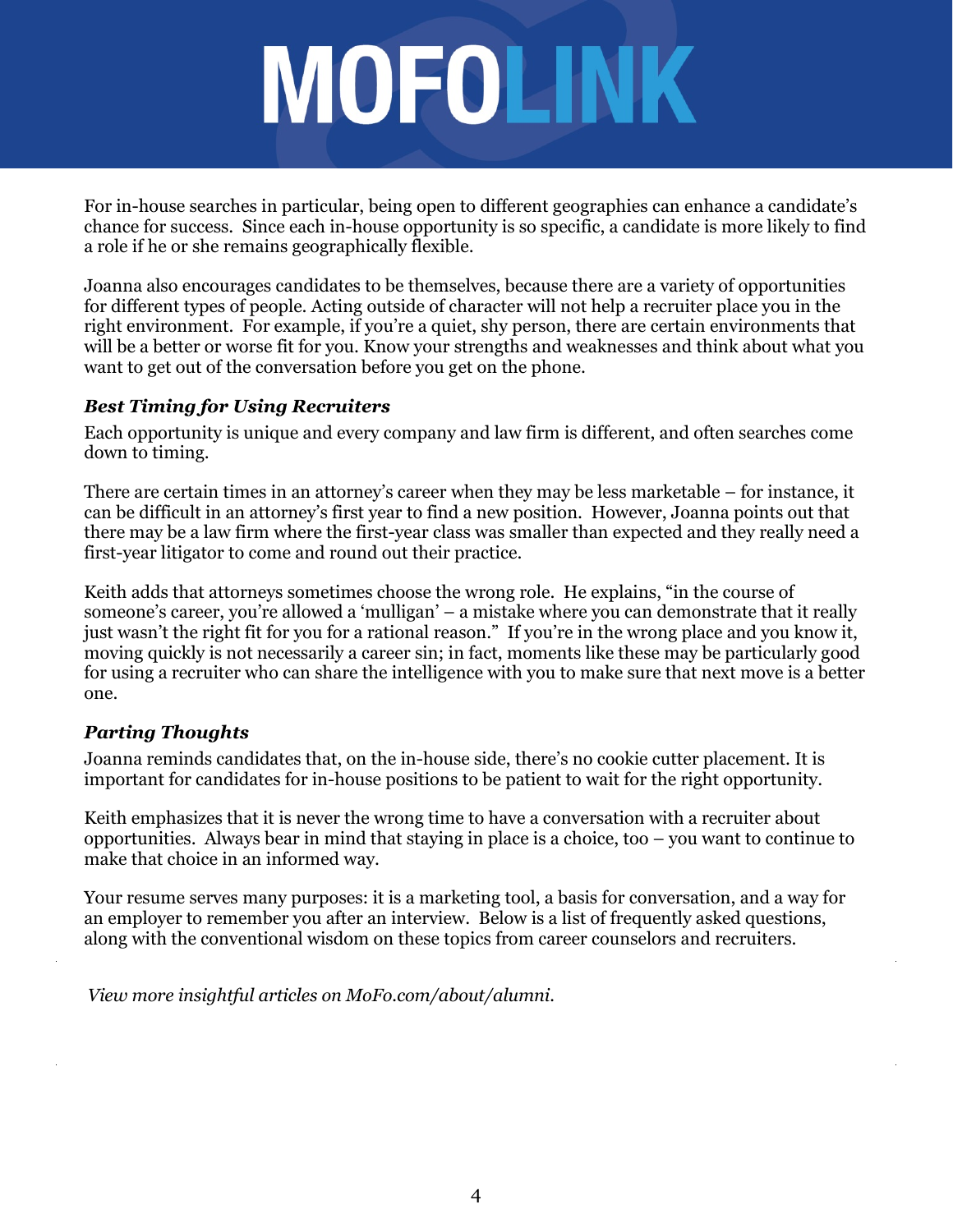# MOFOLINK

For in-house searches in particular, being open to different geographies can enhance a candidate's chance for success. Since each in-house opportunity is so specific, a candidate is more likely to find a role if he or she remains geographically flexible.

Joanna also encourages candidates to be themselves, because there are a variety of opportunities for different types of people. Acting outside of character will not help a recruiter place you in the right environment. For example, if you're a quiet, shy person, there are certain environments that will be a better or worse fit for you. Know your strengths and weaknesses and think about what you want to get out of the conversation before you get on the phone.

### *Best Timing for Using Recruiters*

Each opportunity is unique and every company and law firm is different, and often searches come down to timing.

There are certain times in an attorney's career when they may be less marketable – for instance, it can be difficult in an attorney's first year to find a new position. However, Joanna points out that there may be a law firm where the first-year class was smaller than expected and they really need a first-year litigator to come and round out their practice.

Keith adds that attorneys sometimes choose the wrong role. He explains, "in the course of someone's career, you're allowed a 'mulligan' – a mistake where you can demonstrate that it really just wasn't the right fit for you for a rational reason." If you're in the wrong place and you know it, moving quickly is not necessarily a career sin; in fact, moments like these may be particularly good for using a recruiter who can share the intelligence with you to make sure that next move is a better one.

### *Parting Thoughts*

Joanna reminds candidates that, on the in-house side, there's no cookie cutter placement. It is important for candidates for in-house positions to be patient to wait for the right opportunity.

Keith emphasizes that it is never the wrong time to have a conversation with a recruiter about opportunities. Always bear in mind that staying in place is a choice, too – you want to continue to make that choice in an informed way.

Your resume serves many purposes: it is a marketing tool, a basis for conversation, and a way for an employer to remember you after an interview. Below is a list of frequently asked questions, along with the conventional wisdom on these topics from career counselors and recruiters.

*View more insightful articles on MoFo.com/about/alumni.*